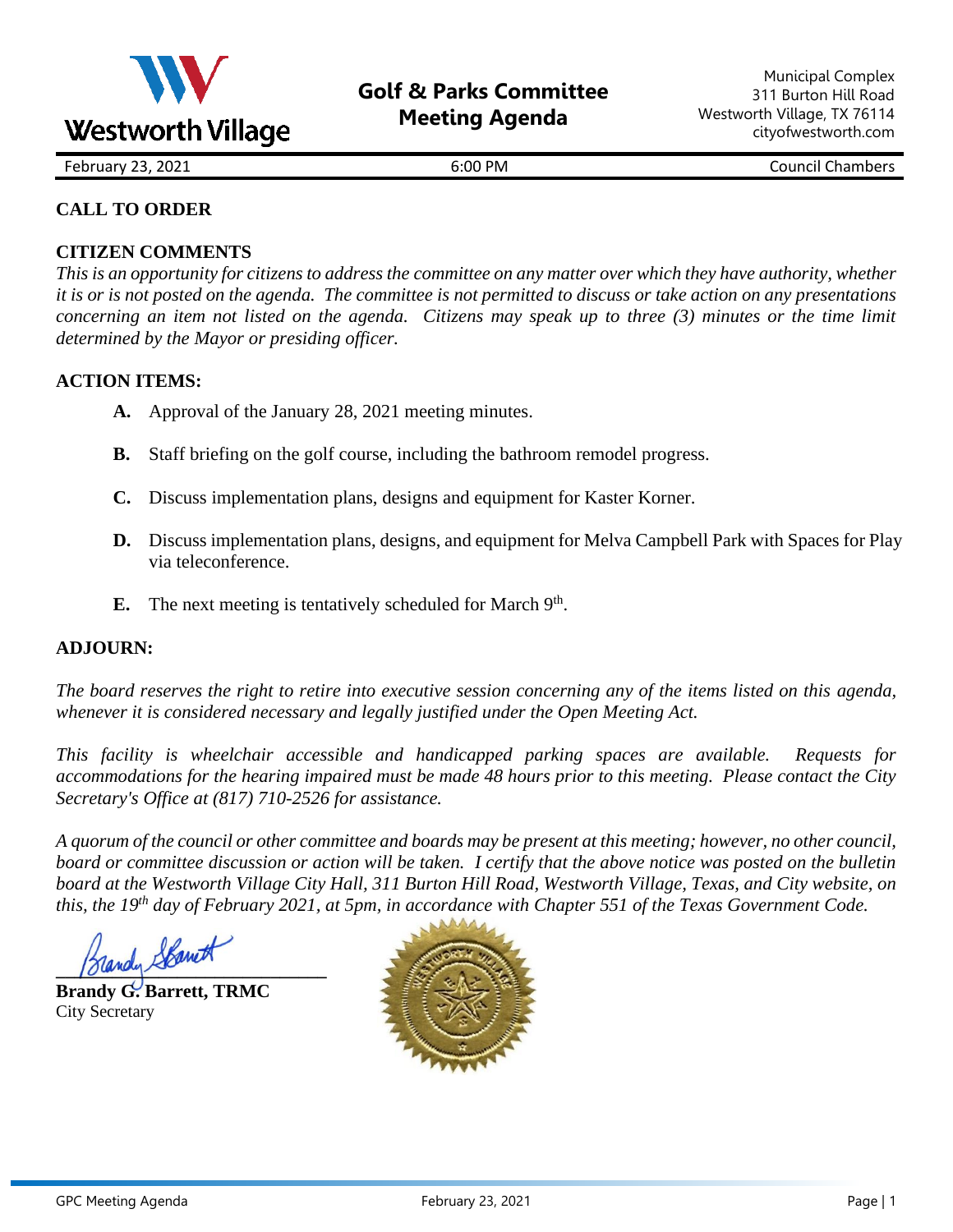Westworth Village

# Golf & Parks Committee Meeting Agenda

Municipal Complex
311 Burton Hill Road
Westworth Village, TX 76114
cityofwestworth.com

February 23, 2021 | 6:00 PM | Council Chambers

## CALL TO ORDER

## CITIZEN COMMENTS

*This is an opportunity for citizens to address the committee on any matter over which they have authority, whether it is or is not posted on the agenda. The committee is not permitted to discuss or take action on any presentations concerning an item not listed on the agenda. Citizens may speak up to three (3) minutes or the time limit determined by the Mayor or presiding officer.*

## ACTION ITEMS:

**A.** Approval of the January 28, 2021 meeting minutes.

**B.** Staff briefing on the golf course, including the bathroom remodel progress.

**C.** Discuss implementation plans, designs and equipment for Kaster Korner.

**D.** Discuss implementation plans, designs, and equipment for Melva Campbell Park with Spaces for Play via teleconference.

**E.** The next meeting is tentatively scheduled for March 9th.

## ADJOURN:

*The board reserves the right to retire into executive session concerning any of the items listed on this agenda, whenever it is considered necessary and legally justified under the Open Meeting Act.*

*This facility is wheelchair accessible and handicapped parking spaces are available. Requests for accommodations for the hearing impaired must be made 48 hours prior to this meeting. Please contact the City Secretary's Office at (817) 710-2526 for assistance.*

*A quorum of the council or other committee and boards may be present at this meeting; however, no other council, board or committee discussion or action will be taken. I certify that the above notice was posted on the bulletin board at the Westworth Village City Hall, 311 Burton Hill Road, Westworth Village, Texas, and City website, on this, the 19th day of February 2021, at 5pm, in accordance with Chapter 551 of the Texas Government Code.*

**Brandy G. Barrett, TRMC**
City Secretary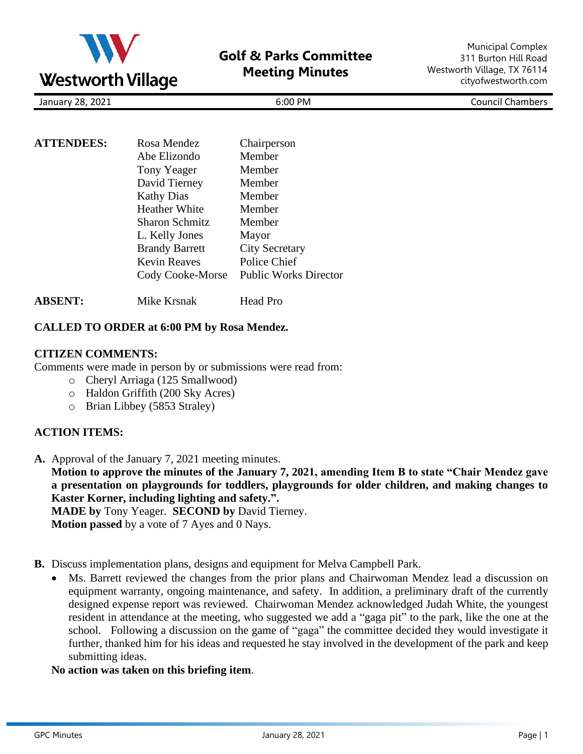# Golf & Parks Committee Meeting Minutes

Municipal Complex
311 Burton Hill Road
Westworth Village, TX 76114
cityofwestworth.com

January 28, 2021 | 6:00 PM | Council Chambers

| **ATTENDEES:** | Rosa Mendez | Chairperson |
|---|---|---|
| | Abe Elizondo | Member |
| | Tony Yeager | Member |
| | David Tierney | Member |
| | Kathy Dias | Member |
| | Heather White | Member |
| | Sharon Schmitz | Member |
| | L. Kelly Jones | Mayor |
| | Brandy Barrett | City Secretary |
| | Kevin Reaves | Police Chief |
| | Cody Cooke-Morse | Public Works Director |
| **ABSENT:** | Mike Krsnak | Head Pro |

**CALLED TO ORDER at 6:00 PM by Rosa Mendez.**

**CITIZEN COMMENTS:**
Comments were made in person by or submissions were read from:

- Cheryl Arriaga (125 Smallwood)
- Haldon Griffith (200 Sky Acres)
- Brian Libbey (5853 Straley)

**ACTION ITEMS:**

**A.** Approval of the January 7, 2021 meeting minutes.
**Motion to approve the minutes of the January 7, 2021, amending Item B to state "Chair Mendez gave a presentation on playgrounds for toddlers, playgrounds for older children, and making changes to Kaster Korner, including lighting and safety.".**
**MADE by** Tony Yeager. **SECOND by** David Tierney.
**Motion passed** by a vote of 7 Ayes and 0 Nays.

**B.** Discuss implementation plans, designs and equipment for Melva Campbell Park.

- Ms. Barrett reviewed the changes from the prior plans and Chairwoman Mendez lead a discussion on equipment warranty, ongoing maintenance, and safety. In addition, a preliminary draft of the currently designed expense report was reviewed. Chairwoman Mendez acknowledged Judah White, the youngest resident in attendance at the meeting, who suggested we add a "gaga pit" to the park, like the one at the school. Following a discussion on the game of "gaga" the committee decided they would investigate it further, thanked him for his ideas and requested he stay involved in the development of the park and keep submitting ideas.

**No action was taken on this briefing item**.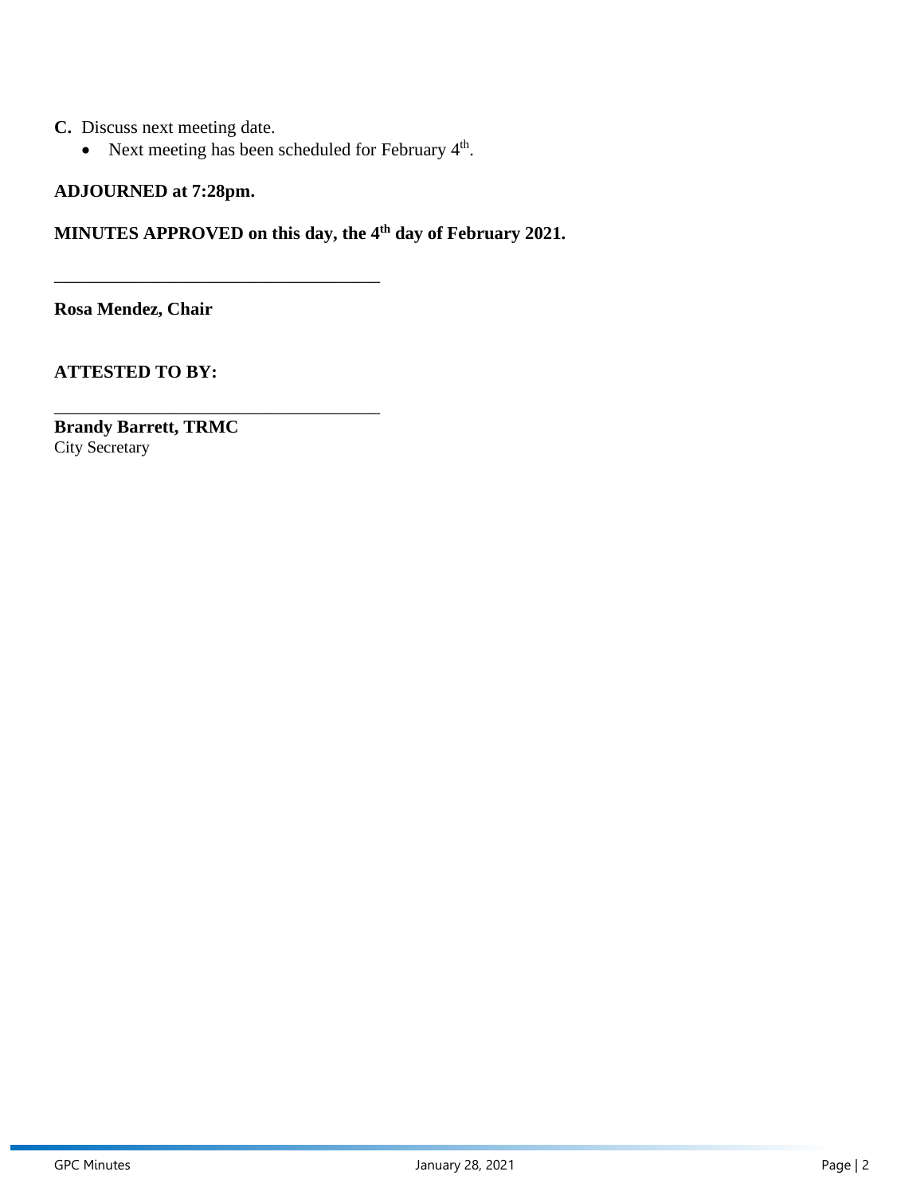**C.** Discuss next meeting date.

- Next meeting has been scheduled for February 4th.

**ADJOURNED at 7:28pm.**

**MINUTES APPROVED on this day, the 4th day of February 2021.**

_____________________________________

**Rosa Mendez, Chair**

**ATTESTED TO BY:**

_____________________________________

**Brandy Barrett, TRMC**
City Secretary